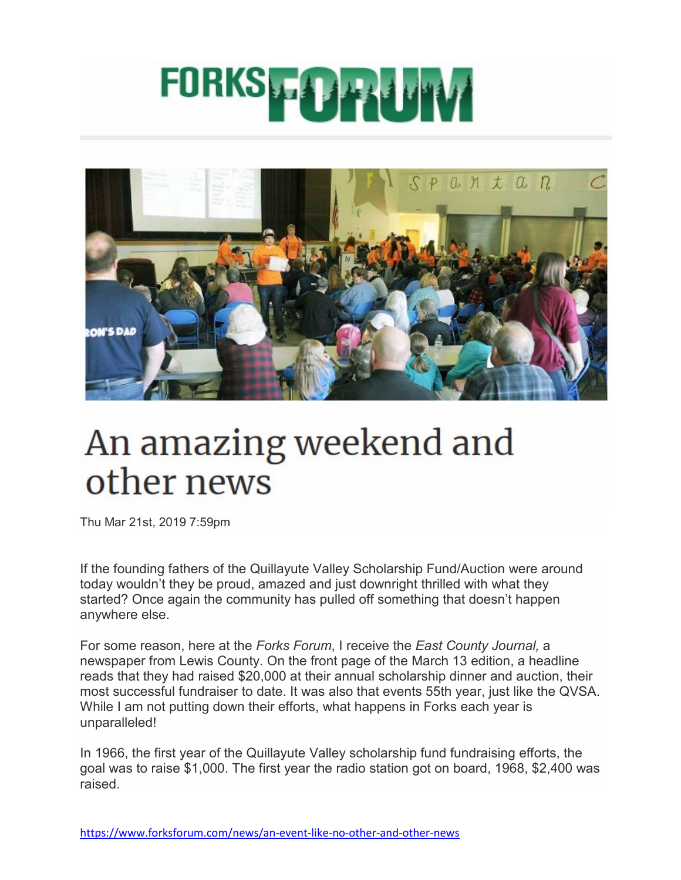# FORKS FORUM

# An amazing weekend and other news

Thu Mar 21st, 2019 7:59pm

If the founding fathers of the Quillayute Valley Scholarship Fund/Auction were around today wouldn't they be proud, amazed and just downright thrilled with what they started? Once again the community has pulled off something that doesn't happen anywhere else.

For some reason, here at the *Forks Forum*, I receive the *East County Journal,* a newspaper from Lewis County. On the front page of the March 13 edition, a headline reads that they had raised $20,000 at their annual scholarship dinner and auction, their most successful fundraiser to date. It was also that events 55th year, just like the QVSA. While I am not putting down their efforts, what happens in Forks each year is unparalleled!

In 1966, the first year of the Quillayute Valley scholarship fund fundraising efforts, the goal was to raise $1,000. The first year the radio station got on board, 1968, $2,400 was raised.

https://www.forksforum.com/news/an-event-like-no-other-and-other-news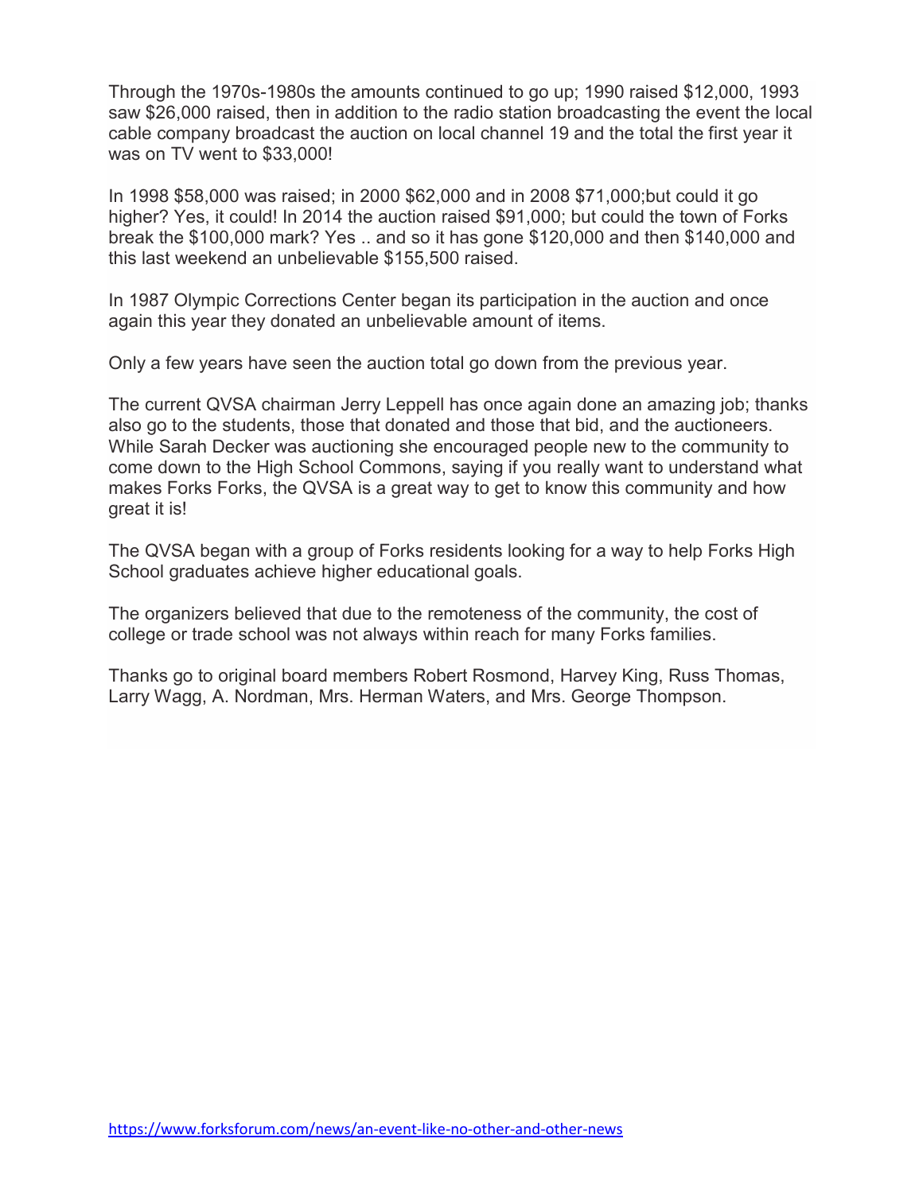Through the 1970s-1980s the amounts continued to go up; 1990 raised $12,000, 1993 saw $26,000 raised, then in addition to the radio station broadcasting the event the local cable company broadcast the auction on local channel 19 and the total the first year it was on TV went to $33,000!

In 1998 $58,000 was raised; in 2000 $62,000 and in 2008 $71,000;but could it go higher? Yes, it could! In 2014 the auction raised $91,000; but could the town of Forks break the $100,000 mark? Yes .. and so it has gone $120,000 and then $140,000 and this last weekend an unbelievable $155,500 raised.

In 1987 Olympic Corrections Center began its participation in the auction and once again this year they donated an unbelievable amount of items.

Only a few years have seen the auction total go down from the previous year.

The current QVSA chairman Jerry Leppell has once again done an amazing job; thanks also go to the students, those that donated and those that bid, and the auctioneers. While Sarah Decker was auctioning she encouraged people new to the community to come down to the High School Commons, saying if you really want to understand what makes Forks Forks, the QVSA is a great way to get to know this community and how great it is!

The QVSA began with a group of Forks residents looking for a way to help Forks High School graduates achieve higher educational goals.

The organizers believed that due to the remoteness of the community, the cost of college or trade school was not always within reach for many Forks families.

Thanks go to original board members Robert Rosmond, Harvey King, Russ Thomas, Larry Wagg, A. Nordman, Mrs. Herman Waters, and Mrs. George Thompson.

https://www.forksforum.com/news/an-event-like-no-other-and-other-news